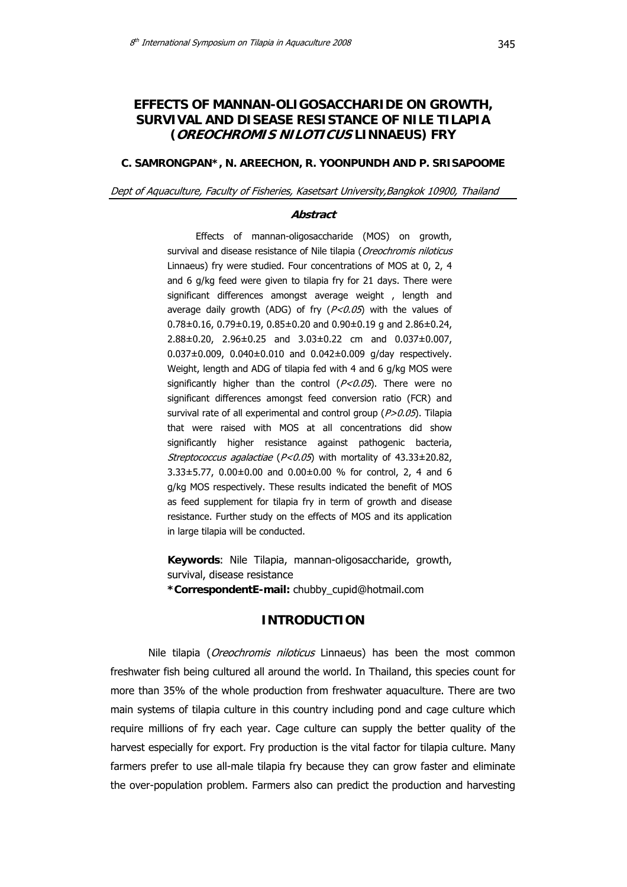# EFFECTS OF MANNAN-OLIGOSACCHARIDE ON GROWTH, SURVIVAL AND DISEASE RESISTANCE OF NILE TILAPIA (*OREOCHROMIS NILOTICUS* LINNAEUS) FRY

**C. SAMRONGPAN\*, N. AREECHON, R. YOONPUNDH AND P. SRISAPOOME**

*Dept of Aquaculture, Faculty of Fisheries, Kasetsart University,Bangkok 10900, Thailand*

### *Abstract*

Effects of mannan-oligosaccharide (MOS) on growth, survival and disease resistance of Nile tilapia (*Oreochromis niloticus* Linnaeus) fry were studied. Four concentrations of MOS at 0, 2, 4 and 6 g/kg feed were given to tilapia fry for 21 days. There were significant differences amongst average weight , length and average daily growth (ADG) of fry ($P<0.05$) with the values of 0.78±0.16, 0.79±0.19, 0.85±0.20 and 0.90±0.19 g and 2.86±0.24, 2.88±0.20, 2.96±0.25 and 3.03±0.22 cm and 0.037±0.007, 0.037±0.009, 0.040±0.010 and 0.042±0.009 g/day respectively. Weight, length and ADG of tilapia fed with 4 and 6 g/kg MOS were significantly higher than the control ($P<0.05$). There were no significant differences amongst feed conversion ratio (FCR) and survival rate of all experimental and control group ($P>0.05$). Tilapia that were raised with MOS at all concentrations did show significantly higher resistance against pathogenic bacteria, *Streptococcus agalactiae* ($P<0.05$) with mortality of 43.33±20.82, 3.33±5.77, 0.00±0.00 and 0.00±0.00 % for control, 2, 4 and 6 g/kg MOS respectively. These results indicated the benefit of MOS as feed supplement for tilapia fry in term of growth and disease resistance. Further study on the effects of MOS and its application in large tilapia will be conducted.

**Keywords**: Nile Tilapia, mannan-oligosaccharide, growth, survival, disease resistance

**\*CorrespondentE-mail:** chubby_cupid@hotmail.com

## INTRODUCTION

Nile tilapia (*Oreochromis niloticus* Linnaeus) has been the most common freshwater fish being cultured all around the world. In Thailand, this species count for more than 35% of the whole production from freshwater aquaculture. There are two main systems of tilapia culture in this country including pond and cage culture which require millions of fry each year. Cage culture can supply the better quality of the harvest especially for export. Fry production is the vital factor for tilapia culture. Many farmers prefer to use all-male tilapia fry because they can grow faster and eliminate the over-population problem. Farmers also can predict the production and harvesting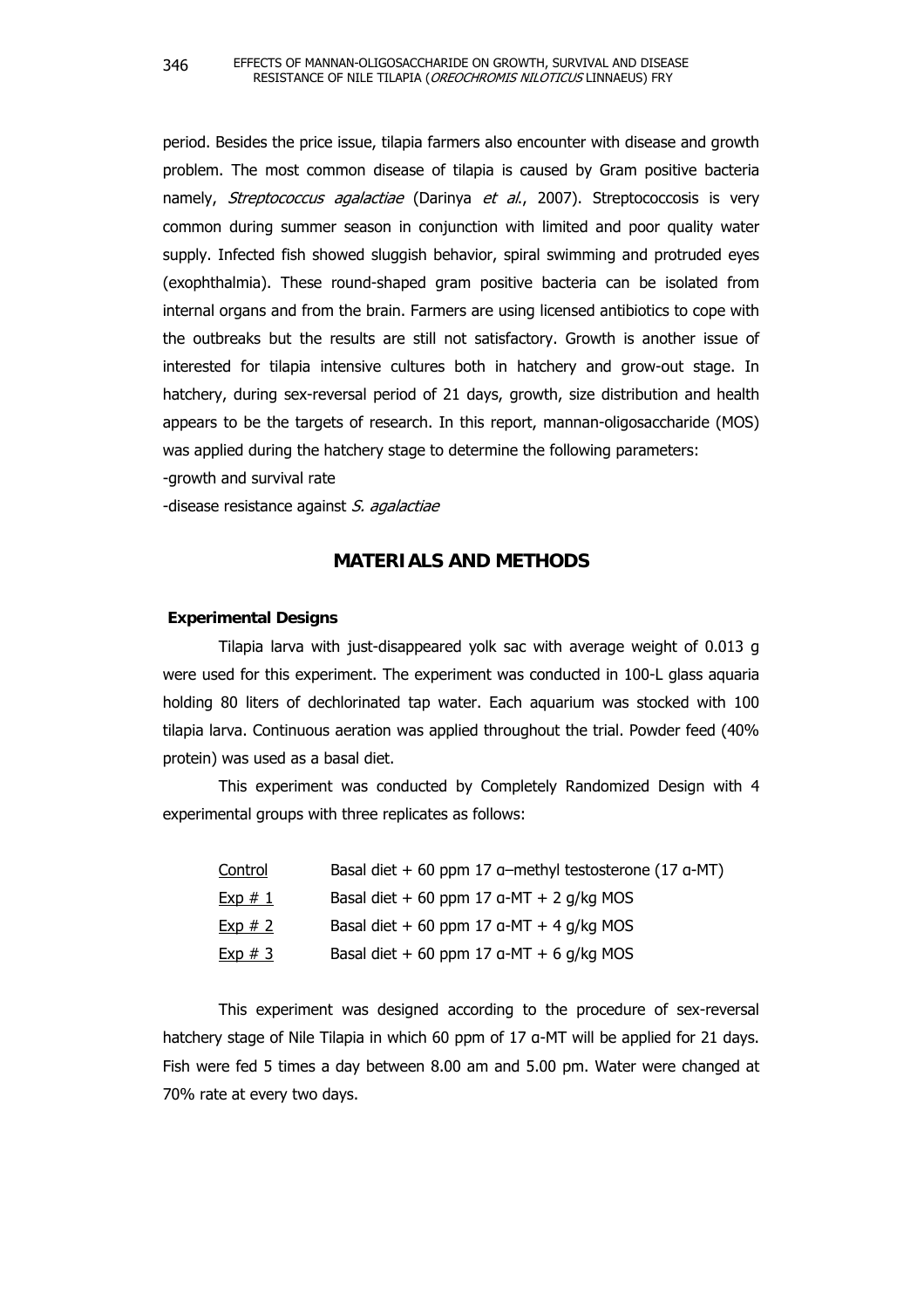period. Besides the price issue, tilapia farmers also encounter with disease and growth problem. The most common disease of tilapia is caused by Gram positive bacteria namely, *Streptococcus agalactiae* (Darinya *et al.*, 2007). Streptococcosis is very common during summer season in conjunction with limited and poor quality water supply. Infected fish showed sluggish behavior, spiral swimming and protruded eyes (exophthalmia). These round-shaped gram positive bacteria can be isolated from internal organs and from the brain. Farmers are using licensed antibiotics to cope with the outbreaks but the results are still not satisfactory. Growth is another issue of interested for tilapia intensive cultures both in hatchery and grow-out stage. In hatchery, during sex-reversal period of 21 days, growth, size distribution and health appears to be the targets of research. In this report, mannan-oligosaccharide (MOS) was applied during the hatchery stage to determine the following parameters:

-growth and survival rate

-disease resistance against *S. agalactiae*

## MATERIALS AND METHODS

### Experimental Designs

Tilapia larva with just-disappeared yolk sac with average weight of 0.013 g were used for this experiment. The experiment was conducted in 100-L glass aquaria holding 80 liters of dechlorinated tap water. Each aquarium was stocked with 100 tilapia larva. Continuous aeration was applied throughout the trial. Powder feed (40% protein) was used as a basal diet.

This experiment was conducted by Completely Randomized Design with 4 experimental groups with three replicates as follows:

| | |
|---|---|
| Control | Basal diet + 60 ppm 17 α–methyl testosterone (17 α-MT) |
| Exp # 1 | Basal diet + 60 ppm 17 α-MT + 2 g/kg MOS |
| Exp # 2 | Basal diet + 60 ppm 17 α-MT + 4 g/kg MOS |
| Exp # 3 | Basal diet + 60 ppm 17 α-MT + 6 g/kg MOS |

This experiment was designed according to the procedure of sex-reversal hatchery stage of Nile Tilapia in which 60 ppm of 17 α-MT will be applied for 21 days. Fish were fed 5 times a day between 8.00 am and 5.00 pm. Water were changed at 70% rate at every two days.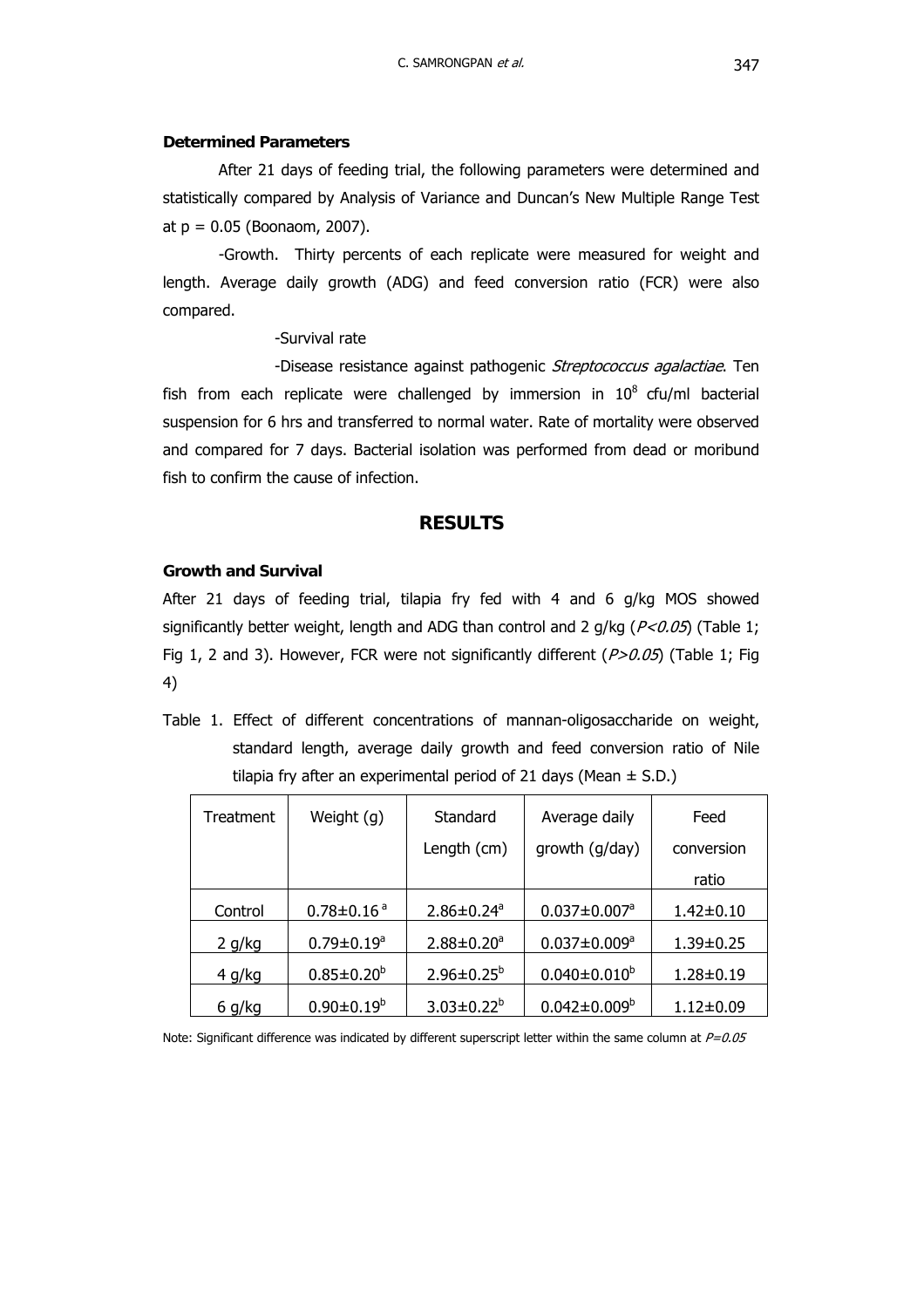### Determined Parameters

After 21 days of feeding trial, the following parameters were determined and statistically compared by Analysis of Variance and Duncan's New Multiple Range Test at p = 0.05 (Boonaom, 2007).

-Growth. Thirty percents of each replicate were measured for weight and length. Average daily growth (ADG) and feed conversion ratio (FCR) were also compared.

-Survival rate

-Disease resistance against pathogenic *Streptococcus agalactiae*. Ten fish from each replicate were challenged by immersion in $10^8$ cfu/ml bacterial suspension for 6 hrs and transferred to normal water. Rate of mortality were observed and compared for 7 days. Bacterial isolation was performed from dead or moribund fish to confirm the cause of infection.

## RESULTS

### Growth and Survival

After 21 days of feeding trial, tilapia fry fed with 4 and 6 g/kg MOS showed significantly better weight, length and ADG than control and 2 g/kg (*$P<0.05$*) (Table 1; Fig 1, 2 and 3). However, FCR were not significantly different (*$P>0.05$*) (Table 1; Fig 4)

Table 1. Effect of different concentrations of mannan-oligosaccharide on weight, standard length, average daily growth and feed conversion ratio of Nile tilapia fry after an experimental period of 21 days (Mean ± S.D.)

| Treatment | Weight (g) | Standard Length (cm) | Average daily growth (g/day) | Feed conversion ratio |
|---|---|---|---|---|
| Control | $0.78 \pm 0.16^{a}$ | $2.86 \pm 0.24^{a}$ | $0.037 \pm 0.007^{a}$ | 1.42±0.10 |
| 2 g/kg | $0.79 \pm 0.19^{a}$ | $2.88 \pm 0.20^{a}$ | $0.037 \pm 0.009^{a}$ | 1.39±0.25 |
| 4 g/kg | $0.85 \pm 0.20^{b}$ | $2.96 \pm 0.25^{b}$ | $0.040 \pm 0.010^{b}$ | 1.28±0.19 |
| 6 g/kg | $0.90 \pm 0.19^{b}$ | $3.03 \pm 0.22^{b}$ | $0.042 \pm 0.009^{b}$ | 1.12±0.09 |

Note: Significant difference was indicated by different superscript letter within the same column at *$P=0.05$*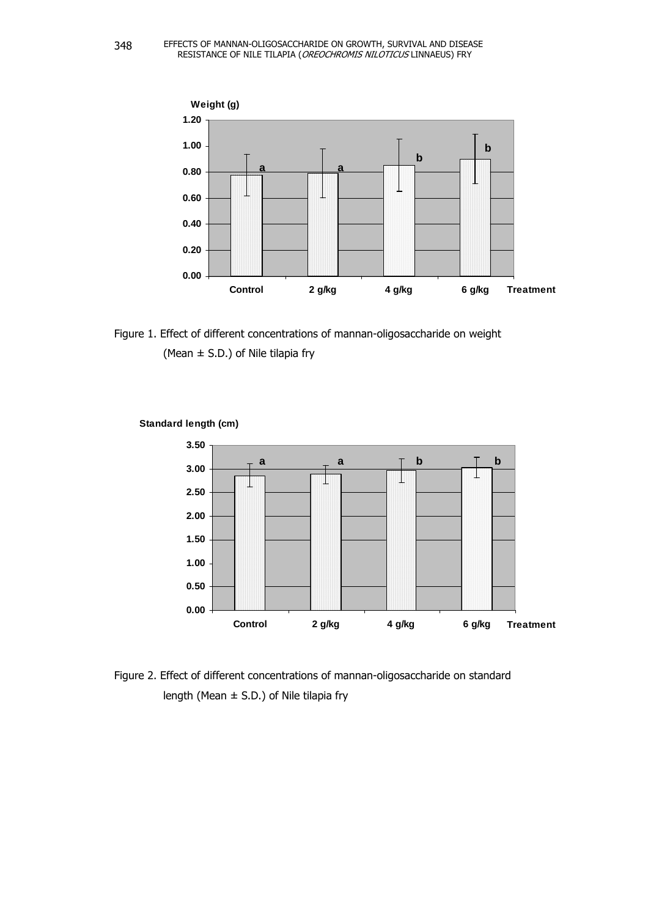Figure 1. Effect of different concentrations of mannan-oligosaccharide on weight (Mean ± S.D.) of Nile tilapia fry

Figure 2. Effect of different concentrations of mannan-oligosaccharide on standard length (Mean ± S.D.) of Nile tilapia fry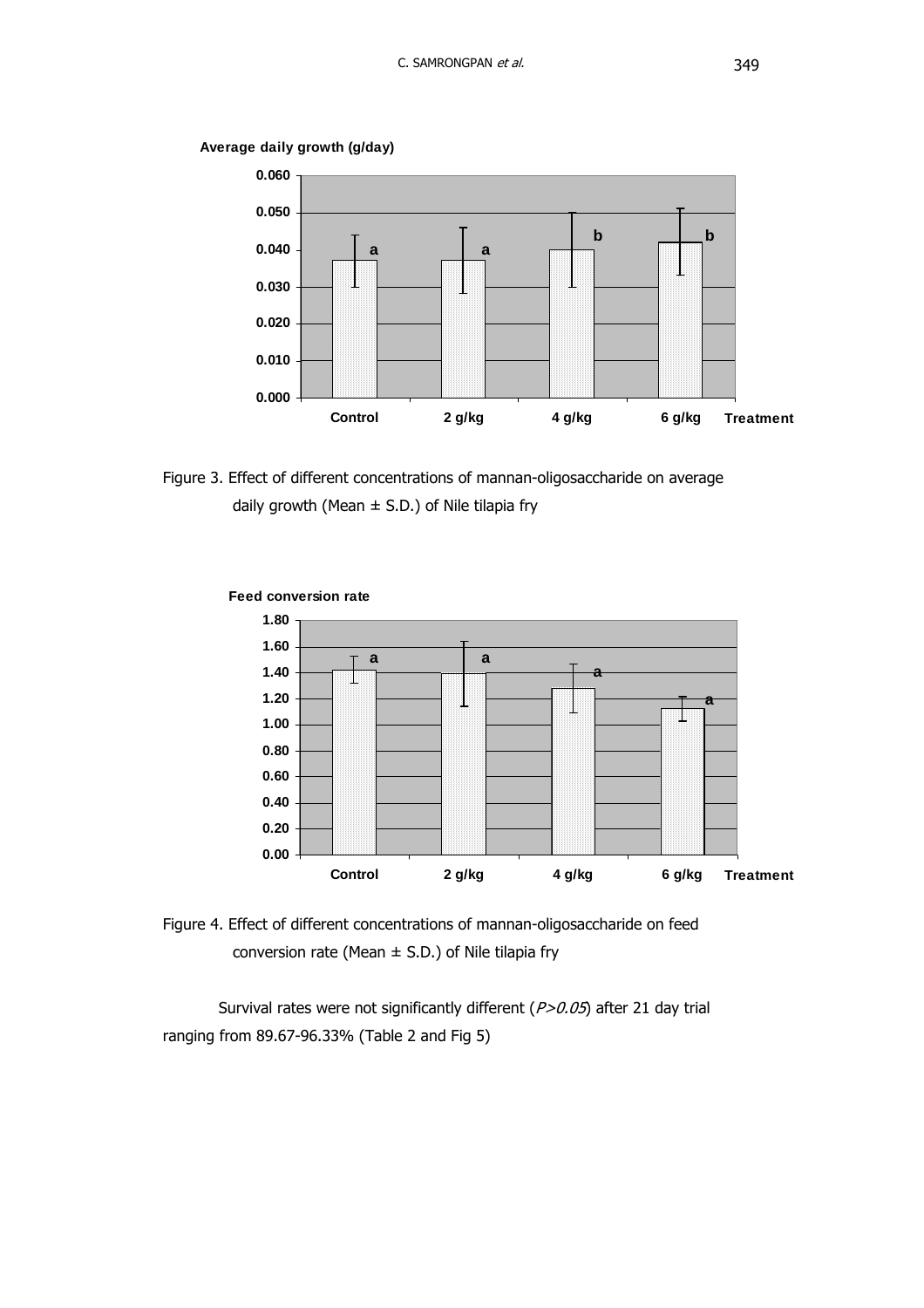Figure 3. Effect of different concentrations of mannan-oligosaccharide on average daily growth (Mean ± S.D.) of Nile tilapia fry

Figure 4. Effect of different concentrations of mannan-oligosaccharide on feed conversion rate (Mean ± S.D.) of Nile tilapia fry

Survival rates were not significantly different (*P>0.05*) after 21 day trial ranging from 89.67-96.33% (Table 2 and Fig 5)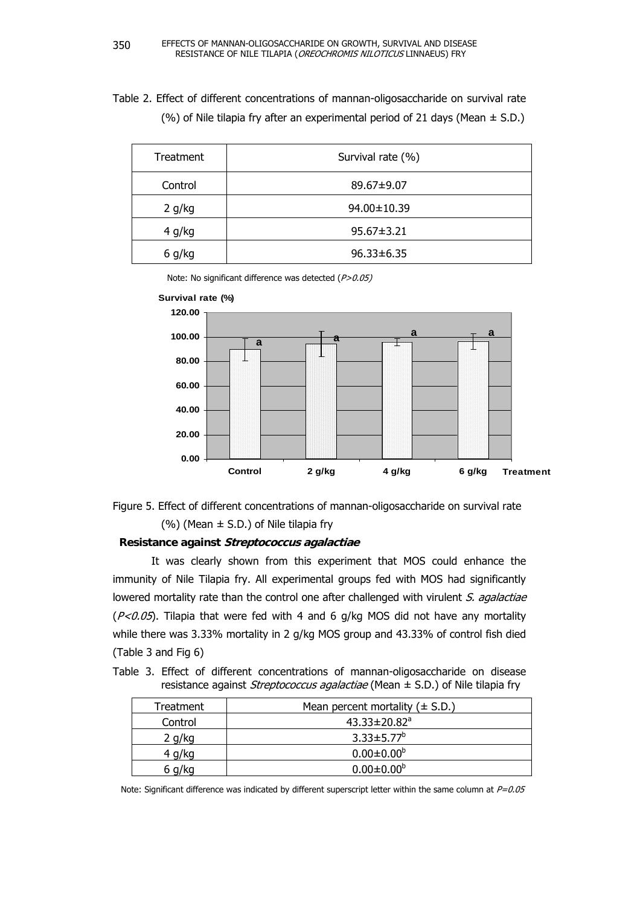Table 2. Effect of different concentrations of mannan-oligosaccharide on survival rate (%) of Nile tilapia fry after an experimental period of 21 days (Mean ± S.D.)

| Treatment | Survival rate (%) |
|---|---|
| Control | 89.67±9.07 |
| 2 g/kg | 94.00±10.39 |
| 4 g/kg | 95.67±3.21 |
| 6 g/kg | 96.33±6.35 |

Note: No significant difference was detected (*P>0.05*)

Figure 5. Effect of different concentrations of mannan-oligosaccharide on survival rate (%) (Mean ± S.D.) of Nile tilapia fry

**Resistance against *Streptococcus agalactiae***

It was clearly shown from this experiment that MOS could enhance the immunity of Nile Tilapia fry. All experimental groups fed with MOS had significantly lowered mortality rate than the control one after challenged with virulent *S. agalactiae* ($P<0.05$). Tilapia that were fed with 4 and 6 g/kg MOS did not have any mortality while there was 3.33% mortality in 2 g/kg MOS group and 43.33% of control fish died (Table 3 and Fig 6)

Table 3. Effect of different concentrations of mannan-oligosaccharide on disease resistance against *Streptococcus agalactiae* (Mean ± S.D.) of Nile tilapia fry

| Treatment | Mean percent mortality (± S.D.) |
|---|---|
| Control | 43.33±20.82[a] |
| 2 g/kg | 3.33±5.77[b] |
| 4 g/kg | 0.00±0.00[b] |
| 6 g/kg | 0.00±0.00[b] |

Note: Significant difference was indicated by different superscript letter within the same column at $P=0.05$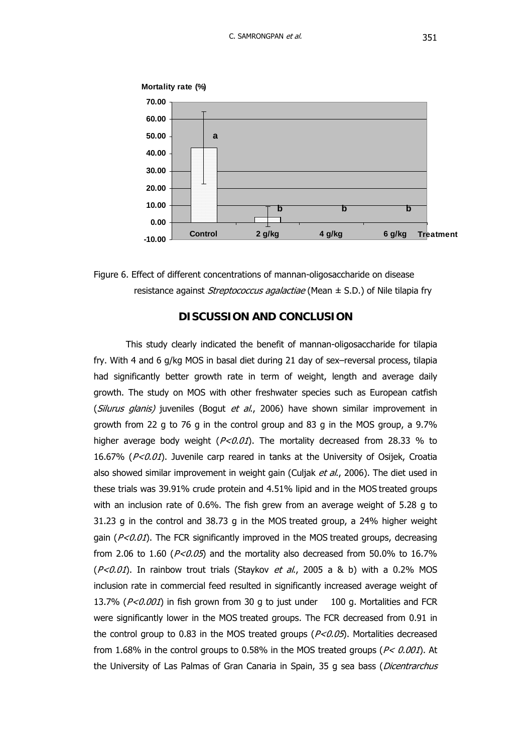Figure 6. Effect of different concentrations of mannan-oligosaccharide on disease resistance against *Streptococcus agalactiae* (Mean ± S.D.) of Nile tilapia fry

## DISCUSSION AND CONCLUSION

This study clearly indicated the benefit of mannan-oligosaccharide for tilapia fry. With 4 and 6 g/kg MOS in basal diet during 21 day of sex–reversal process, tilapia had significantly better growth rate in term of weight, length and average daily growth. The study on MOS with other freshwater species such as European catfish (*Silurus glanis)* juveniles (Bogut *et al*., 2006) have shown similar improvement in growth from 22 g to 76 g in the control group and 83 g in the MOS group, a 9.7% higher average body weight ($P<0.01$). The mortality decreased from 28.33 % to 16.67% ($P<0.01$). Juvenile carp reared in tanks at the University of Osijek, Croatia also showed similar improvement in weight gain (Culjak *et al*., 2006). The diet used in these trials was 39.91% crude protein and 4.51% lipid and in the MOS treated groups with an inclusion rate of 0.6%. The fish grew from an average weight of 5.28 g to 31.23 g in the control and 38.73 g in the MOS treated group, a 24% higher weight gain ($P<0.01$). The FCR significantly improved in the MOS treated groups, decreasing from 2.06 to 1.60 ($P<0.05$) and the mortality also decreased from 50.0% to 16.7% ($P<0.01$). In rainbow trout trials (Staykov *et al*., 2005 a & b) with a 0.2% MOS inclusion rate in commercial feed resulted in significantly increased average weight of 13.7% ($P<0.001$) in fish grown from 30 g to just under 100 g. Mortalities and FCR were significantly lower in the MOS treated groups. The FCR decreased from 0.91 in the control group to 0.83 in the MOS treated groups ($P<0.05$). Mortalities decreased from 1.68% in the control groups to 0.58% in the MOS treated groups ($P< 0.001$). At the University of Las Palmas of Gran Canaria in Spain, 35 g sea bass (*Dicentrarchus*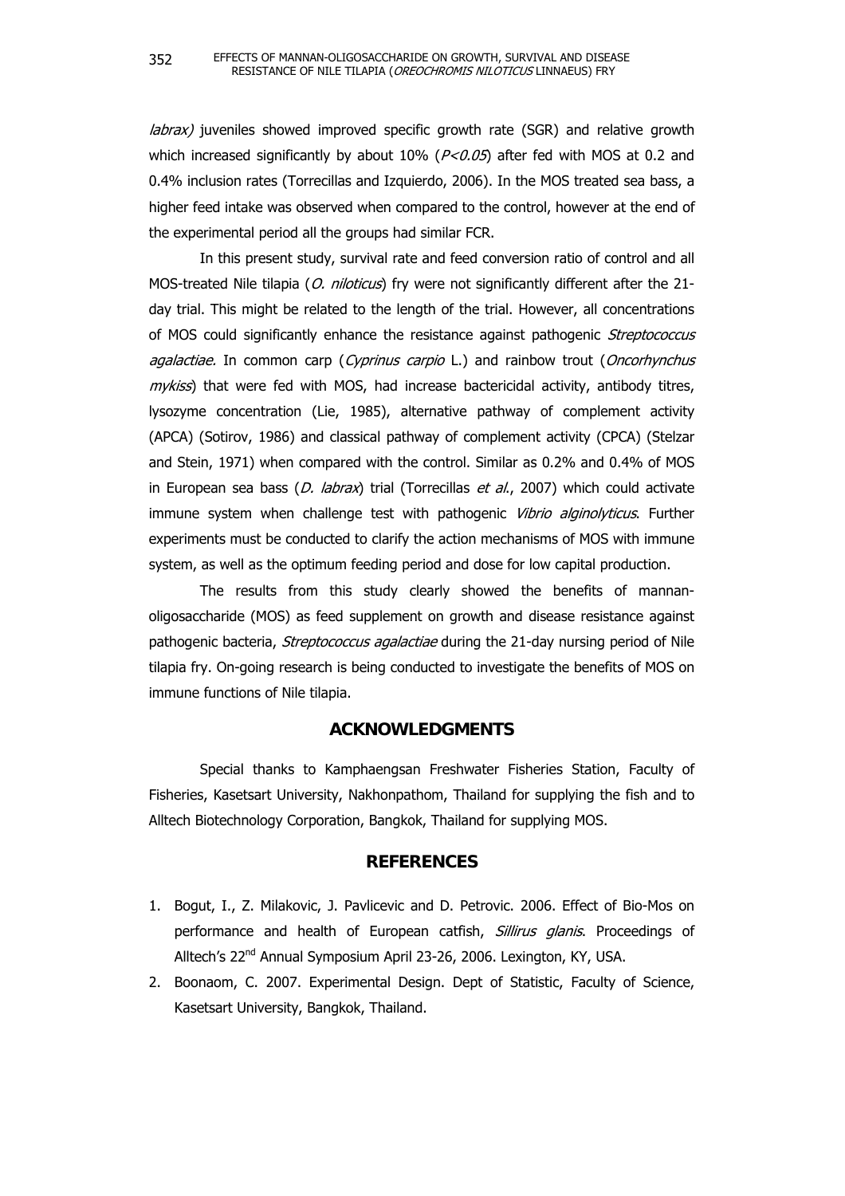*labrax)* juveniles showed improved specific growth rate (SGR) and relative growth which increased significantly by about 10% (*P<0.05*) after fed with MOS at 0.2 and 0.4% inclusion rates (Torrecillas and Izquierdo, 2006). In the MOS treated sea bass, a higher feed intake was observed when compared to the control, however at the end of the experimental period all the groups had similar FCR.

In this present study, survival rate and feed conversion ratio of control and all MOS-treated Nile tilapia (*O. niloticus*) fry were not significantly different after the 21-day trial. This might be related to the length of the trial. However, all concentrations of MOS could significantly enhance the resistance against pathogenic *Streptococcus agalactiae.* In common carp (*Cyprinus carpio* L.) and rainbow trout (*Oncorhynchus mykiss*) that were fed with MOS, had increase bactericidal activity, antibody titres, lysozyme concentration (Lie, 1985), alternative pathway of complement activity (APCA) (Sotirov, 1986) and classical pathway of complement activity (CPCA) (Stelzar and Stein, 1971) when compared with the control. Similar as 0.2% and 0.4% of MOS in European sea bass (*D. labrax*) trial (Torrecillas *et al.*, 2007) which could activate immune system when challenge test with pathogenic *Vibrio alginolyticus*. Further experiments must be conducted to clarify the action mechanisms of MOS with immune system, as well as the optimum feeding period and dose for low capital production.

The results from this study clearly showed the benefits of mannan-oligosaccharide (MOS) as feed supplement on growth and disease resistance against pathogenic bacteria, *Streptococcus agalactiae* during the 21-day nursing period of Nile tilapia fry. On-going research is being conducted to investigate the benefits of MOS on immune functions of Nile tilapia.

## ACKNOWLEDGMENTS

Special thanks to Kamphaengsan Freshwater Fisheries Station, Faculty of Fisheries, Kasetsart University, Nakhonpathom, Thailand for supplying the fish and to Alltech Biotechnology Corporation, Bangkok, Thailand for supplying MOS.

## REFERENCES

1. Bogut, I., Z. Milakovic, J. Pavlicevic and D. Petrovic. 2006. Effect of Bio-Mos on performance and health of European catfish, *Sillirus glanis*. Proceedings of Alltech's 22nd Annual Symposium April 23-26, 2006. Lexington, KY, USA.
2. Boonaom, C. 2007. Experimental Design. Dept of Statistic, Faculty of Science, Kasetsart University, Bangkok, Thailand.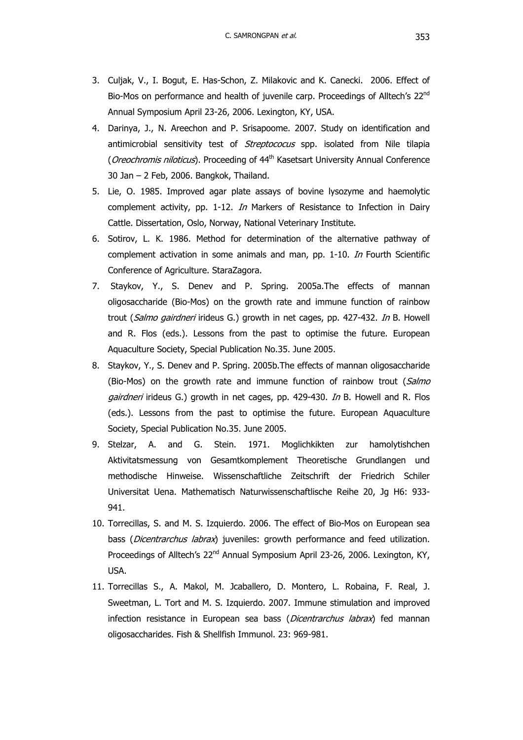3. Culjak, V., I. Bogut, E. Has-Schon, Z. Milakovic and K. Canecki. 2006. Effect of Bio-Mos on performance and health of juvenile carp. Proceedings of Alltech's 22nd Annual Symposium April 23-26, 2006. Lexington, KY, USA.
4. Darinya, J., N. Areechon and P. Srisapoome. 2007. Study on identification and antimicrobial sensitivity test of *Streptococus* spp. isolated from Nile tilapia (*Oreochromis niloticus*). Proceeding of 44th Kasetsart University Annual Conference 30 Jan – 2 Feb, 2006. Bangkok, Thailand.
5. Lie, O. 1985. Improved agar plate assays of bovine lysozyme and haemolytic complement activity, pp. 1-12. *In* Markers of Resistance to Infection in Dairy Cattle. Dissertation, Oslo, Norway, National Veterinary Institute.
6. Sotirov, L. K. 1986. Method for determination of the alternative pathway of complement activation in some animals and man, pp. 1-10. *In* Fourth Scientific Conference of Agriculture. StaraZagora.
7. Staykov, Y., S. Denev and P. Spring. 2005a.The effects of mannan oligosaccharide (Bio-Mos) on the growth rate and immune function of rainbow trout (*Salmo gairdneri* irideus G.) growth in net cages, pp. 427-432. *In* B. Howell and R. Flos (eds.). Lessons from the past to optimise the future. European Aquaculture Society, Special Publication No.35. June 2005.
8. Staykov, Y., S. Denev and P. Spring. 2005b.The effects of mannan oligosaccharide (Bio-Mos) on the growth rate and immune function of rainbow trout (*Salmo gairdneri* irideus G.) growth in net cages, pp. 429-430. *In* B. Howell and R. Flos (eds.). Lessons from the past to optimise the future. European Aquaculture Society, Special Publication No.35. June 2005.
9. Stelzar, A. and G. Stein. 1971. Moglichkikten zur hamolytishchen Aktivitatsmessung von Gesamtkomplement Theoretische Grundlangen und methodische Hinweise. Wissenschaftliche Zeitschrift der Friedrich Schiler Universitat Uena. Mathematisch Naturwissenschaftlische Reihe 20, Jg H6: 933-941.
10. Torrecillas, S. and M. S. Izquierdo. 2006. The effect of Bio-Mos on European sea bass (*Dicentrarchus labrax*) juveniles: growth performance and feed utilization. Proceedings of Alltech's 22nd Annual Symposium April 23-26, 2006. Lexington, KY, USA.
11. Torrecillas S., A. Makol, M. Jcaballero, D. Montero, L. Robaina, F. Real, J. Sweetman, L. Tort and M. S. Izquierdo. 2007. Immune stimulation and improved infection resistance in European sea bass (*Dicentrarchus labrax*) fed mannan oligosaccharides. Fish & Shellfish Immunol. 23: 969-981.